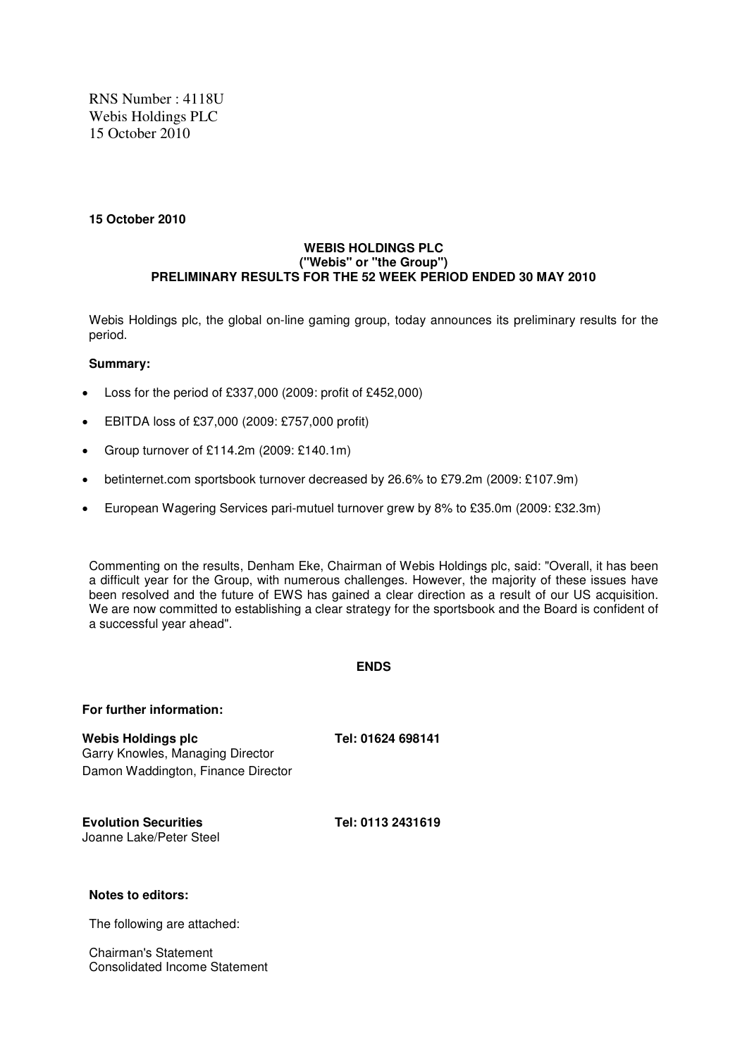RNS Number : 4118U
Webis Holdings PLC
15 October 2010

**15 October 2010**

**WEBIS HOLDINGS PLC**
**("Webis" or "the Group")**
**PRELIMINARY RESULTS FOR THE 52 WEEK PERIOD ENDED 30 MAY 2010**

Webis Holdings plc, the global on-line gaming group, today announces its preliminary results for the period.

**Summary:**

- Loss for the period of £337,000 (2009: profit of £452,000)
- EBITDA loss of £37,000 (2009: £757,000 profit)
- Group turnover of £114.2m (2009: £140.1m)
- betinternet.com sportsbook turnover decreased by 26.6% to £79.2m (2009: £107.9m)
- European Wagering Services pari-mutuel turnover grew by 8% to £35.0m (2009: £32.3m)

Commenting on the results, Denham Eke, Chairman of Webis Holdings plc, said: "Overall, it has been a difficult year for the Group, with numerous challenges. However, the majority of these issues have been resolved and the future of EWS has gained a clear direction as a result of our US acquisition. We are now committed to establishing a clear strategy for the sportsbook and the Board is confident of a successful year ahead".

**ENDS**

**For further information:**

**Webis Holdings plc** **Tel: 01624 698141**
Garry Knowles, Managing Director
Damon Waddington, Finance Director

**Evolution Securities** **Tel: 0113 2431619**
Joanne Lake/Peter Steel

**Notes to editors:**

The following are attached:

Chairman's Statement
Consolidated Income Statement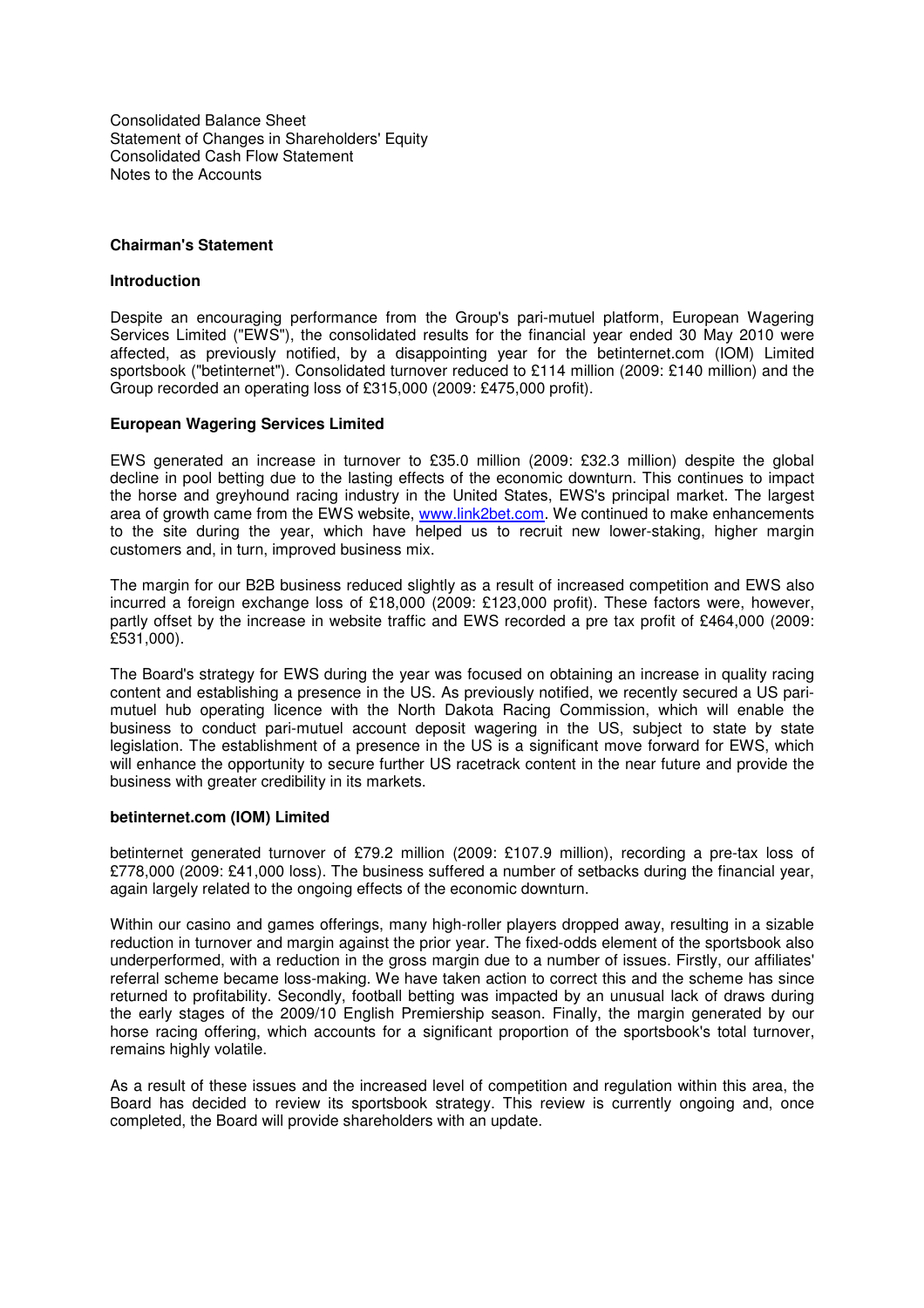Consolidated Balance Sheet
Statement of Changes in Shareholders' Equity
Consolidated Cash Flow Statement
Notes to the Accounts

## Chairman's Statement

### Introduction

Despite an encouraging performance from the Group's pari-mutuel platform, European Wagering Services Limited ("EWS"), the consolidated results for the financial year ended 30 May 2010 were affected, as previously notified, by a disappointing year for the betinternet.com (IOM) Limited sportsbook ("betinternet"). Consolidated turnover reduced to £114 million (2009: £140 million) and the Group recorded an operating loss of £315,000 (2009: £475,000 profit).

### European Wagering Services Limited

EWS generated an increase in turnover to £35.0 million (2009: £32.3 million) despite the global decline in pool betting due to the lasting effects of the economic downturn. This continues to impact the horse and greyhound racing industry in the United States, EWS's principal market. The largest area of growth came from the EWS website, www.link2bet.com. We continued to make enhancements to the site during the year, which have helped us to recruit new lower-staking, higher margin customers and, in turn, improved business mix.

The margin for our B2B business reduced slightly as a result of increased competition and EWS also incurred a foreign exchange loss of £18,000 (2009: £123,000 profit). These factors were, however, partly offset by the increase in website traffic and EWS recorded a pre tax profit of £464,000 (2009: £531,000).

The Board's strategy for EWS during the year was focused on obtaining an increase in quality racing content and establishing a presence in the US. As previously notified, we recently secured a US pari-mutuel hub operating licence with the North Dakota Racing Commission, which will enable the business to conduct pari-mutuel account deposit wagering in the US, subject to state by state legislation. The establishment of a presence in the US is a significant move forward for EWS, which will enhance the opportunity to secure further US racetrack content in the near future and provide the business with greater credibility in its markets.

### betinternet.com (IOM) Limited

betinternet generated turnover of £79.2 million (2009: £107.9 million), recording a pre-tax loss of £778,000 (2009: £41,000 loss). The business suffered a number of setbacks during the financial year, again largely related to the ongoing effects of the economic downturn.

Within our casino and games offerings, many high-roller players dropped away, resulting in a sizable reduction in turnover and margin against the prior year. The fixed-odds element of the sportsbook also underperformed, with a reduction in the gross margin due to a number of issues. Firstly, our affiliates' referral scheme became loss-making. We have taken action to correct this and the scheme has since returned to profitability. Secondly, football betting was impacted by an unusual lack of draws during the early stages of the 2009/10 English Premiership season. Finally, the margin generated by our horse racing offering, which accounts for a significant proportion of the sportsbook's total turnover, remains highly volatile.

As a result of these issues and the increased level of competition and regulation within this area, the Board has decided to review its sportsbook strategy. This review is currently ongoing and, once completed, the Board will provide shareholders with an update.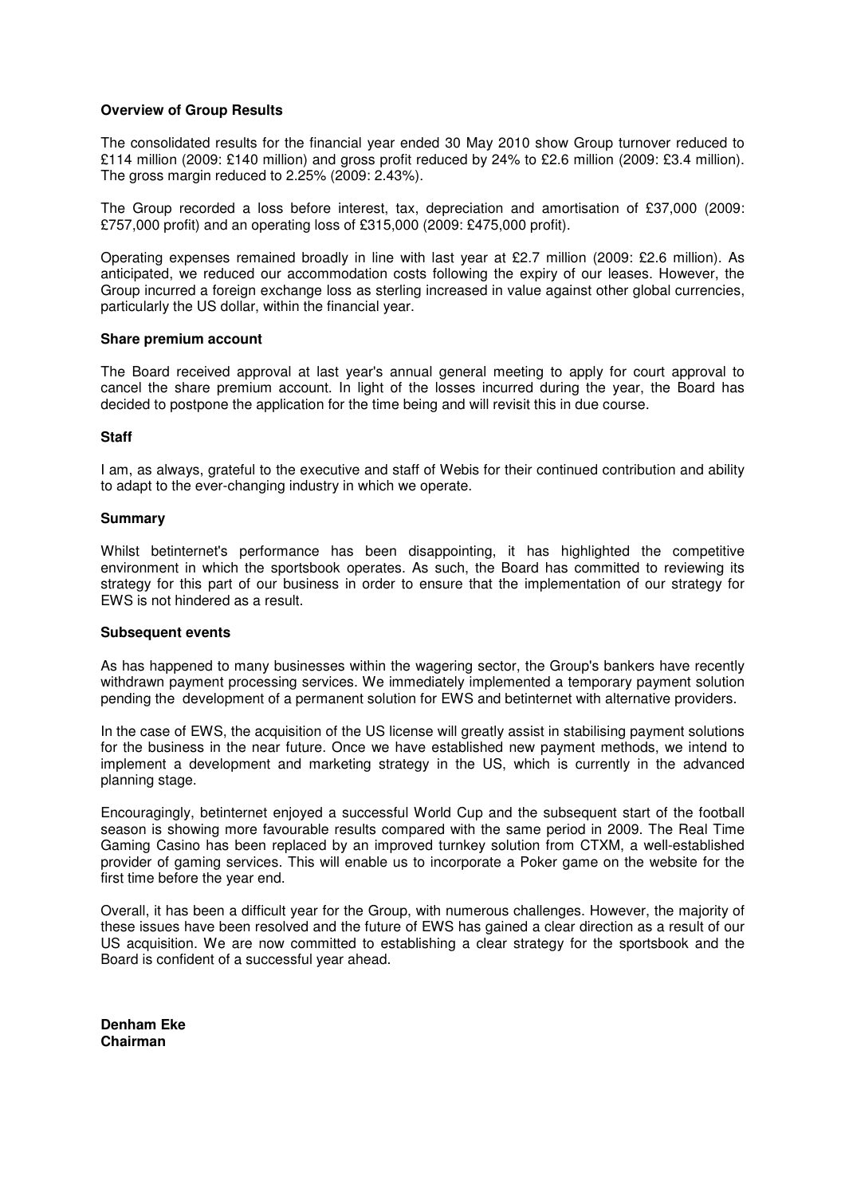**Overview of Group Results**

The consolidated results for the financial year ended 30 May 2010 show Group turnover reduced to £114 million (2009: £140 million) and gross profit reduced by 24% to £2.6 million (2009: £3.4 million). The gross margin reduced to 2.25% (2009: 2.43%).

The Group recorded a loss before interest, tax, depreciation and amortisation of £37,000 (2009: £757,000 profit) and an operating loss of £315,000 (2009: £475,000 profit).

Operating expenses remained broadly in line with last year at £2.7 million (2009: £2.6 million). As anticipated, we reduced our accommodation costs following the expiry of our leases. However, the Group incurred a foreign exchange loss as sterling increased in value against other global currencies, particularly the US dollar, within the financial year.

**Share premium account**

The Board received approval at last year's annual general meeting to apply for court approval to cancel the share premium account. In light of the losses incurred during the year, the Board has decided to postpone the application for the time being and will revisit this in due course.

**Staff**

I am, as always, grateful to the executive and staff of Webis for their continued contribution and ability to adapt to the ever-changing industry in which we operate.

**Summary**

Whilst betinternet's performance has been disappointing, it has highlighted the competitive environment in which the sportsbook operates. As such, the Board has committed to reviewing its strategy for this part of our business in order to ensure that the implementation of our strategy for EWS is not hindered as a result.

**Subsequent events**

As has happened to many businesses within the wagering sector, the Group's bankers have recently withdrawn payment processing services. We immediately implemented a temporary payment solution pending the development of a permanent solution for EWS and betinternet with alternative providers.

In the case of EWS, the acquisition of the US license will greatly assist in stabilising payment solutions for the business in the near future. Once we have established new payment methods, we intend to implement a development and marketing strategy in the US, which is currently in the advanced planning stage.

Encouragingly, betinternet enjoyed a successful World Cup and the subsequent start of the football season is showing more favourable results compared with the same period in 2009. The Real Time Gaming Casino has been replaced by an improved turnkey solution from CTXM, a well-established provider of gaming services. This will enable us to incorporate a Poker game on the website for the first time before the year end.

Overall, it has been a difficult year for the Group, with numerous challenges. However, the majority of these issues have been resolved and the future of EWS has gained a clear direction as a result of our US acquisition. We are now committed to establishing a clear strategy for the sportsbook and the Board is confident of a successful year ahead.

**Denham Eke**
**Chairman**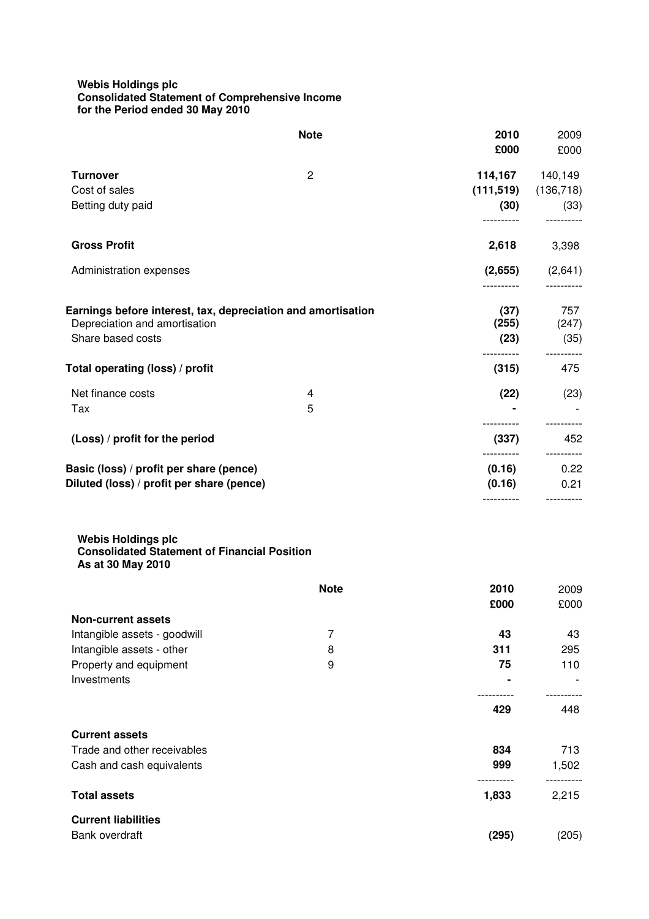**Webis Holdings plc**
**Consolidated Statement of Comprehensive Income**
**for the Period ended 30 May 2010**

| | Note | 2010 £000 | 2009 £000 |
|---|---|---|---|
| **Turnover** | 2 | **114,167** | 140,149 |
| Cost of sales | | **(111,519)** | (136,718) |
| Betting duty paid | | **(30)** | (33) |
| **Gross Profit** | | **2,618** | 3,398 |
| Administration expenses | | **(2,655)** | (2,641) |
| **Earnings before interest, tax, depreciation and amortisation** | | **(37)** | 757 |
| Depreciation and amortisation | | **(255)** | (247) |
| Share based costs | | **(23)** | (35) |
| **Total operating (loss) / profit** | | **(315)** | 475 |
| Net finance costs | 4 | **(22)** | (23) |
| Tax | 5 | **-** | - |
| **(Loss) / profit for the period** | | **(337)** | 452 |
| **Basic (loss) / profit per share (pence)** | | **(0.16)** | 0.22 |
| **Diluted (loss) / profit per share (pence)** | | **(0.16)** | 0.21 |

**Webis Holdings plc**
**Consolidated Statement of Financial Position**
**As at 30 May 2010**

| | Note | 2010 £000 | 2009 £000 |
|---|---|---|---|
| **Non-current assets** | | | |
| Intangible assets - goodwill | 7 | **43** | 43 |
| Intangible assets - other | 8 | **311** | 295 |
| Property and equipment | 9 | **75** | 110 |
| Investments | | **-** | - |
| | | **429** | 448 |
| **Current assets** | | | |
| Trade and other receivables | | **834** | 713 |
| Cash and cash equivalents | | **999** | 1,502 |
| **Total assets** | | **1,833** | 2,215 |
| **Current liabilities** | | | |
| Bank overdraft | | **(295)** | (205) |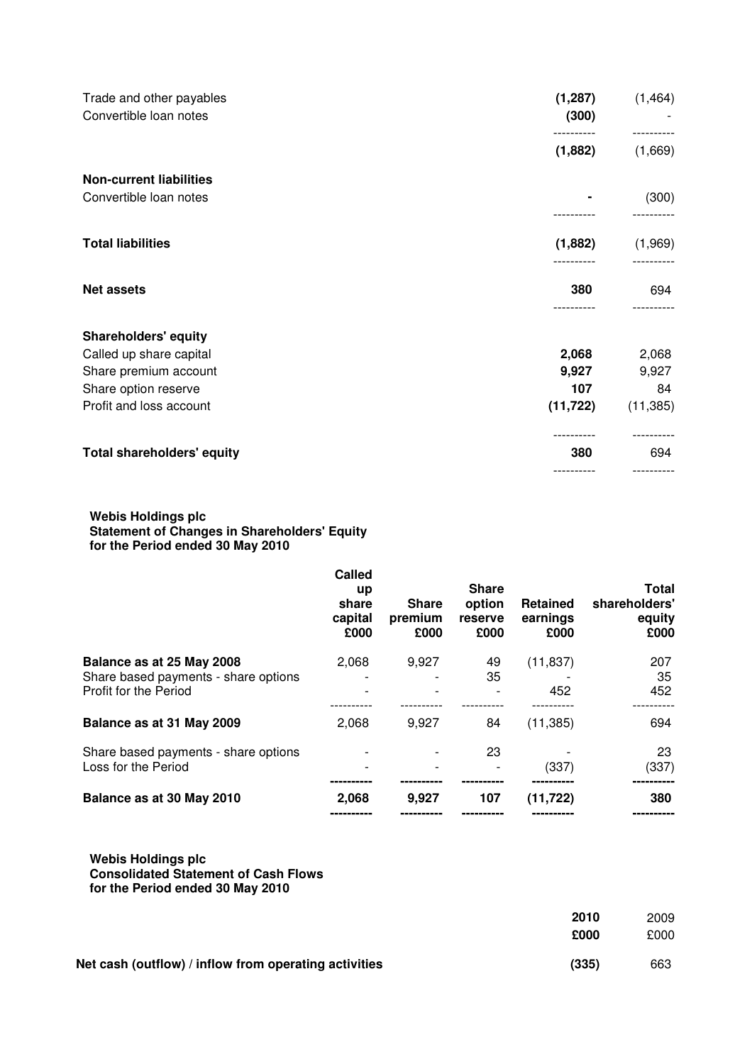| | | |
|---|---|---|
| Trade and other payables | **(1,287)** | (1,464) |
| Convertible loan notes | **(300)** | - |
| | **(1,882)** | (1,669) |
| **Non-current liabilities** | | |
| Convertible loan notes | **-** | (300) |
| **Total liabilities** | **(1,882)** | (1,969) |
| **Net assets** | **380** | 694 |
| **Shareholders' equity** | | |
| Called up share capital | **2,068** | 2,068 |
| Share premium account | **9,927** | 9,927 |
| Share option reserve | **107** | 84 |
| Profit and loss account | **(11,722)** | (11,385) |
| **Total shareholders' equity** | **380** | 694 |

**Webis Holdings plc**
**Statement of Changes in Shareholders' Equity**
**for the Period ended 30 May 2010**

| | Called up share capital £000 | Share premium £000 | Share option reserve £000 | Retained earnings £000 | Total shareholders' equity £000 |
|---|---|---|---|---|---|
| **Balance as at 25 May 2008** | 2,068 | 9,927 | 49 | (11,837) | 207 |
| Share based payments - share options | - | - | 35 | - | 35 |
| Profit for the Period | - | - | - | 452 | 452 |
| **Balance as at 31 May 2009** | 2,068 | 9,927 | 84 | (11,385) | 694 |
| Share based payments - share options | - | - | 23 | - | 23 |
| Loss for the Period | - | - | - | (337) | (337) |
| **Balance as at 30 May 2010** | **2,068** | **9,927** | **107** | **(11,722)** | **380** |

**Webis Holdings plc**
**Consolidated Statement of Cash Flows**
**for the Period ended 30 May 2010**

| | **2010** **£000** | 2009 £000 |
|---|---|---|
| **Net cash (outflow) / inflow from operating activities** | **(335)** | 663 |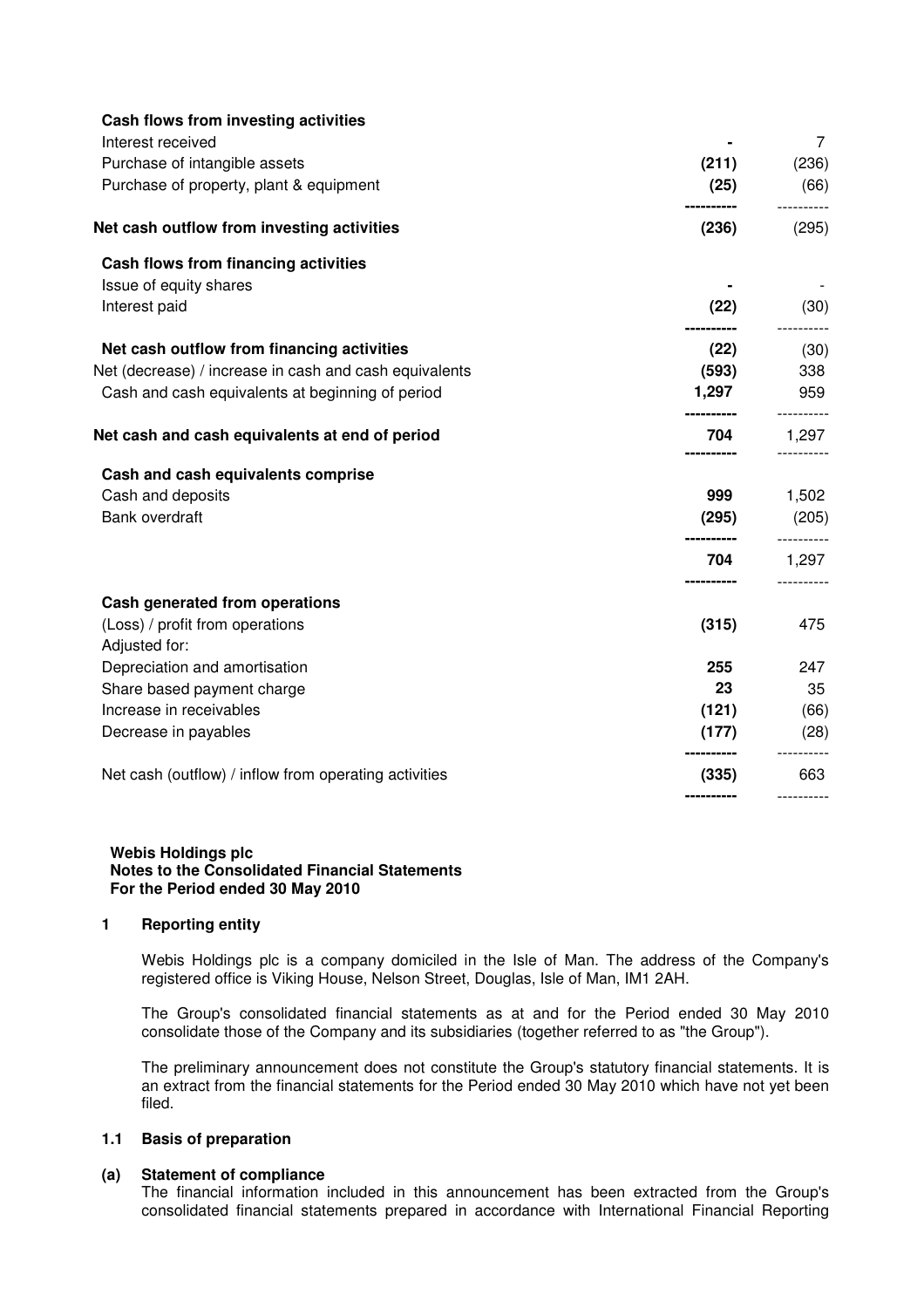| | | |
|---|---|---|
| **Cash flows from investing activities** | | |
| Interest received | **-** | 7 |
| Purchase of intangible assets | **(211)** | (236) |
| Purchase of property, plant & equipment | **(25)** | (66) |
| **Net cash outflow from investing activities** | **(236)** | (295) |
| **Cash flows from financing activities** | | |
| Issue of equity shares | **-** | - |
| Interest paid | **(22)** | (30) |
| **Net cash outflow from financing activities** | **(22)** | (30) |
| Net (decrease) / increase in cash and cash equivalents | **(593)** | 338 |
| Cash and cash equivalents at beginning of period | **1,297** | 959 |
| **Net cash and cash equivalents at end of period** | **704** | 1,297 |
| **Cash and cash equivalents comprise** | | |
| Cash and deposits | **999** | 1,502 |
| Bank overdraft | **(295)** | (205) |
| | **704** | 1,297 |
| **Cash generated from operations** | | |
| (Loss) / profit from operations | **(315)** | 475 |
| Adjusted for: | | |
| Depreciation and amortisation | **255** | 247 |
| Share based payment charge | **23** | 35 |
| Increase in receivables | **(121)** | (66) |
| Decrease in payables | **(177)** | (28) |
| Net cash (outflow) / inflow from operating activities | **(335)** | 663 |

**Webis Holdings plc**
**Notes to the Consolidated Financial Statements**
**For the Period ended 30 May 2010**

## 1 Reporting entity

Webis Holdings plc is a company domiciled in the Isle of Man. The address of the Company's registered office is Viking House, Nelson Street, Douglas, Isle of Man, IM1 2AH.

The Group's consolidated financial statements as at and for the Period ended 30 May 2010 consolidate those of the Company and its subsidiaries (together referred to as "the Group").

The preliminary announcement does not constitute the Group's statutory financial statements. It is an extract from the financial statements for the Period ended 30 May 2010 which have not yet been filed.

### 1.1 Basis of preparation

**(a) Statement of compliance**

The financial information included in this announcement has been extracted from the Group's consolidated financial statements prepared in accordance with International Financial Reporting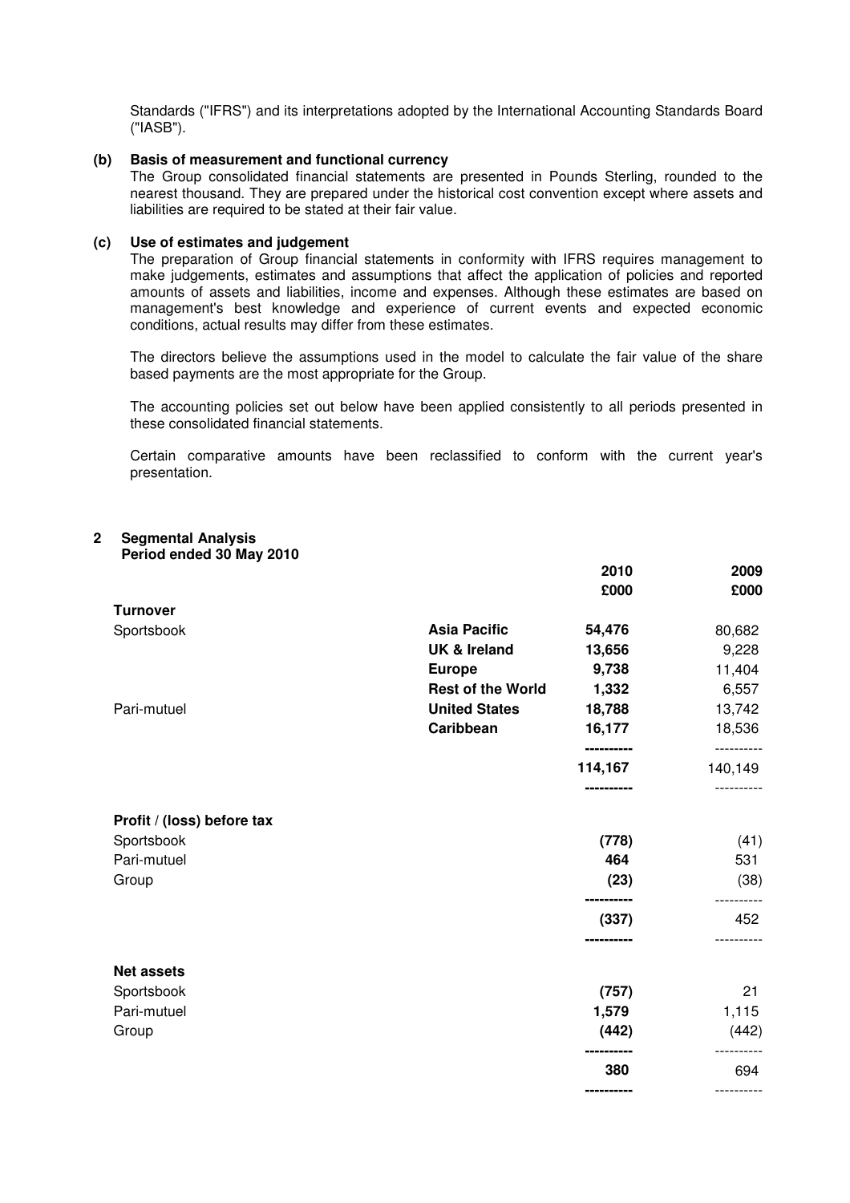Standards ("IFRS") and its interpretations adopted by the International Accounting Standards Board ("IASB").

**(b) Basis of measurement and functional currency**

The Group consolidated financial statements are presented in Pounds Sterling, rounded to the nearest thousand. They are prepared under the historical cost convention except where assets and liabilities are required to be stated at their fair value.

**(c) Use of estimates and judgement**

The preparation of Group financial statements in conformity with IFRS requires management to make judgements, estimates and assumptions that affect the application of policies and reported amounts of assets and liabilities, income and expenses. Although these estimates are based on management's best knowledge and experience of current events and expected economic conditions, actual results may differ from these estimates.

The directors believe the assumptions used in the model to calculate the fair value of the share based payments are the most appropriate for the Group.

The accounting policies set out below have been applied consistently to all periods presented in these consolidated financial statements.

Certain comparative amounts have been reclassified to conform with the current year's presentation.

## 2 Segmental Analysis

**Period ended 30 May 2010**

| | | 2010 £000 | 2009 £000 |
|---|---|---|---|
| **Turnover** | | | |
| Sportsbook | **Asia Pacific** | **54,476** | 80,682 |
| | **UK & Ireland** | **13,656** | 9,228 |
| | **Europe** | **9,738** | 11,404 |
| | **Rest of the World** | **1,332** | 6,557 |
| Pari-mutuel | **United States** | **18,788** | 13,742 |
| | **Caribbean** | **16,177** | 18,536 |
| | | **114,167** | 140,149 |
| **Profit / (loss) before tax** | | | |
| Sportsbook | | **(778)** | (41) |
| Pari-mutuel | | **464** | 531 |
| Group | | **(23)** | (38) |
| | | **(337)** | 452 |
| **Net assets** | | | |
| Sportsbook | | **(757)** | 21 |
| Pari-mutuel | | **1,579** | 1,115 |
| Group | | **(442)** | (442) |
| | | **380** | 694 |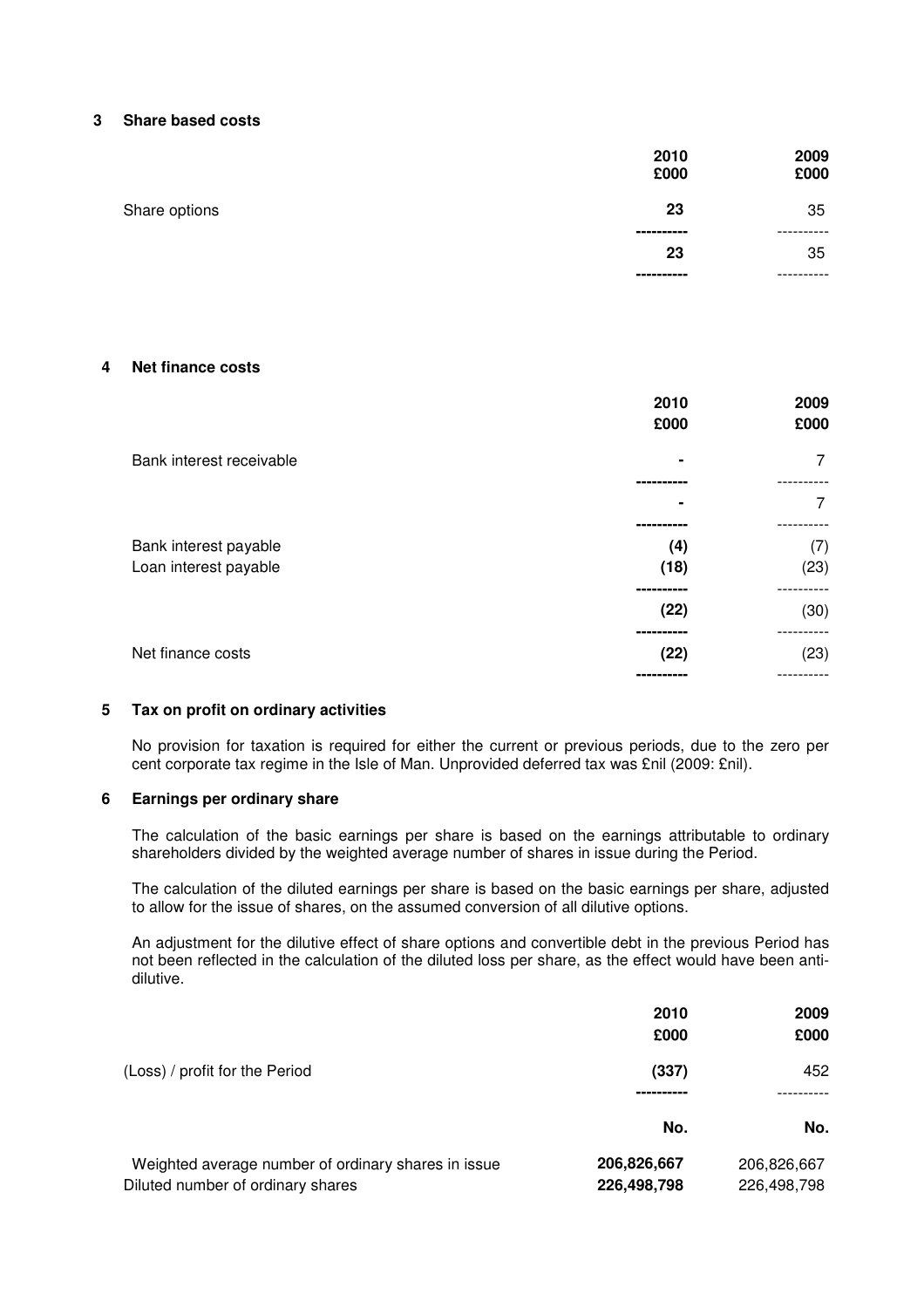## 3 Share based costs

| | 2010 £000 | 2009 £000 |
|---|---|---|
| Share options | **23** | 35 |
| | **23** | 35 |

## 4 Net finance costs

| | 2010 £000 | 2009 £000 |
|---|---|---|
| Bank interest receivable | **-** | 7 |
| | **-** | 7 |
| Bank interest payable | **(4)** | (7) |
| Loan interest payable | **(18)** | (23) |
| | **(22)** | (30) |
| Net finance costs | **(22)** | (23) |

## 5 Tax on profit on ordinary activities

No provision for taxation is required for either the current or previous periods, due to the zero per cent corporate tax regime in the Isle of Man. Unprovided deferred tax was £nil (2009: £nil).

## 6 Earnings per ordinary share

The calculation of the basic earnings per share is based on the earnings attributable to ordinary shareholders divided by the weighted average number of shares in issue during the Period.

The calculation of the diluted earnings per share is based on the basic earnings per share, adjusted to allow for the issue of shares, on the assumed conversion of all dilutive options.

An adjustment for the dilutive effect of share options and convertible debt in the previous Period has not been reflected in the calculation of the diluted loss per share, as the effect would have been anti-dilutive.

| | 2010 £000 | 2009 £000 |
|---|---|---|
| (Loss) / profit for the Period | **(337)** | 452 |
| | **No.** | **No.** |
| Weighted average number of ordinary shares in issue | **206,826,667** | 206,826,667 |
| Diluted number of ordinary shares | **226,498,798** | 226,498,798 |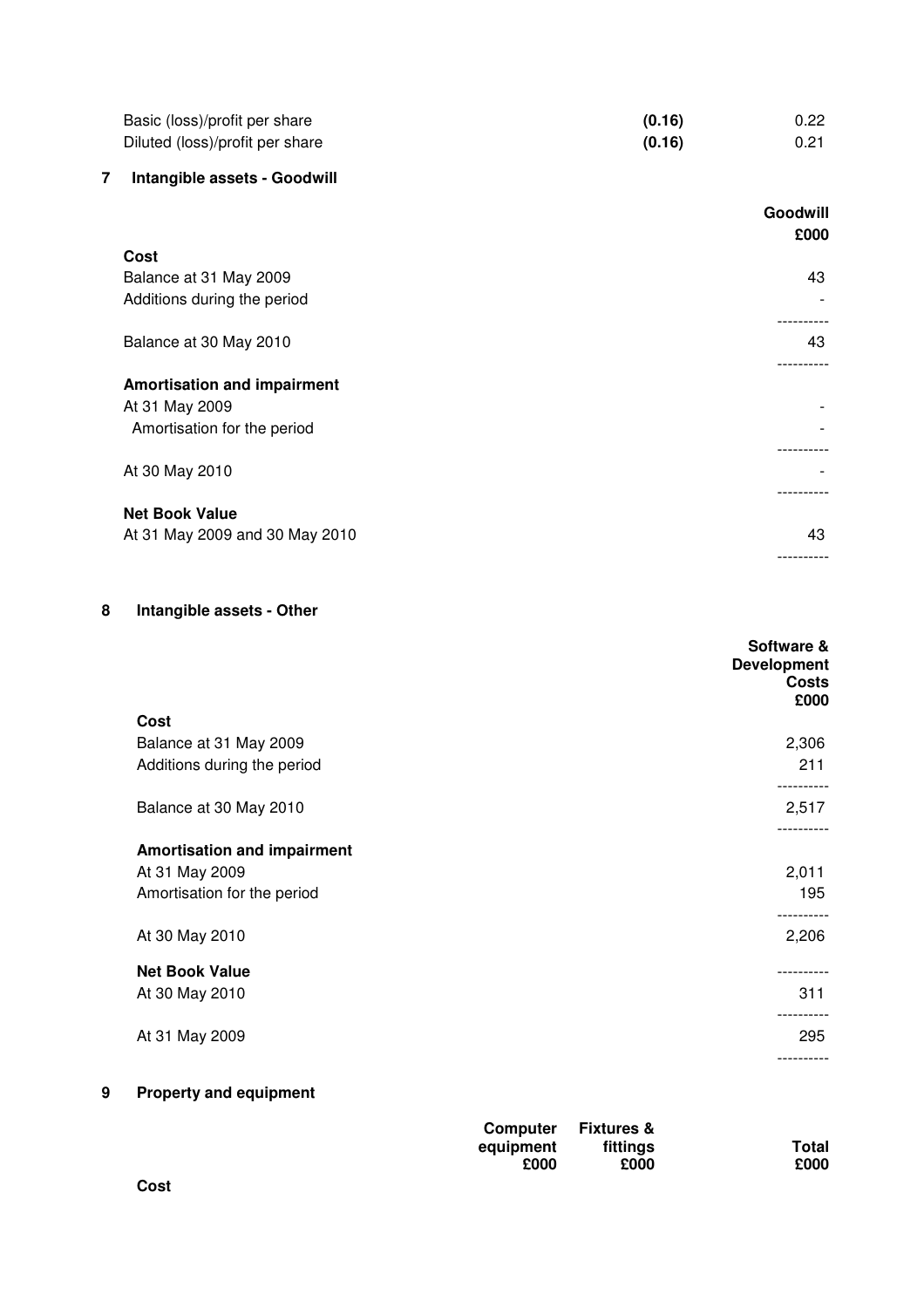| | | |
|---|---|---|
| Basic (loss)/profit per share | **(0.16)** | 0.22 |
| Diluted (loss)/profit per share | **(0.16)** | 0.21 |

## 7 Intangible assets - Goodwill

| | Goodwill £000 |
|---|---|
| **Cost** | |
| Balance at 31 May 2009 | 43 |
| Additions during the period | - |
| Balance at 30 May 2010 | 43 |
| **Amortisation and impairment** | |
| At 31 May 2009 | - |
| Amortisation for the period | - |
| At 30 May 2010 | - |
| **Net Book Value** | |
| At 31 May 2009 and 30 May 2010 | 43 |

## 8 Intangible assets - Other

| | Software & Development Costs £000 |
|---|---|
| **Cost** | |
| Balance at 31 May 2009 | 2,306 |
| Additions during the period | 211 |
| Balance at 30 May 2010 | 2,517 |
| **Amortisation and impairment** | |
| At 31 May 2009 | 2,011 |
| Amortisation for the period | 195 |
| At 30 May 2010 | 2,206 |
| **Net Book Value** | |
| At 30 May 2010 | 311 |
| At 31 May 2009 | 295 |

## 9 Property and equipment

| | Computer equipment £000 | Fixtures & fittings £000 | Total £000 |
|---|---|---|---|
| **Cost** | | | |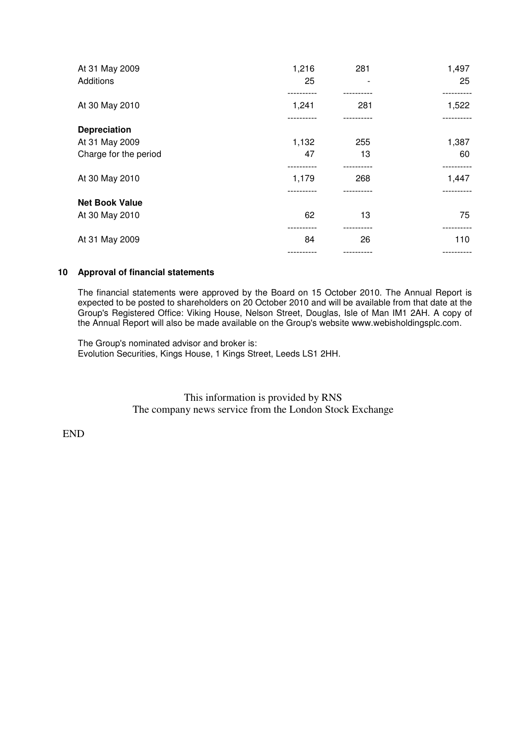| | | | |
|---|---|---|---|
| At 31 May 2009 | 1,216 | 281 | 1,497 |
| Additions | 25 | - | 25 |
| At 30 May 2010 | 1,241 | 281 | 1,522 |
| **Depreciation** | | | |
| At 31 May 2009 | 1,132 | 255 | 1,387 |
| Charge for the period | 47 | 13 | 60 |
| At 30 May 2010 | 1,179 | 268 | 1,447 |
| **Net Book Value** | | | |
| At 30 May 2010 | 62 | 13 | 75 |
| At 31 May 2009 | 84 | 26 | 110 |

## 10 Approval of financial statements

The financial statements were approved by the Board on 15 October 2010. The Annual Report is expected to be posted to shareholders on 20 October 2010 and will be available from that date at the Group's Registered Office: Viking House, Nelson Street, Douglas, Isle of Man IM1 2AH. A copy of the Annual Report will also be made available on the Group's website www.webisholdingsplc.com.

The Group's nominated advisor and broker is:
Evolution Securities, Kings House, 1 Kings Street, Leeds LS1 2HH.

This information is provided by RNS
The company news service from the London Stock Exchange

END